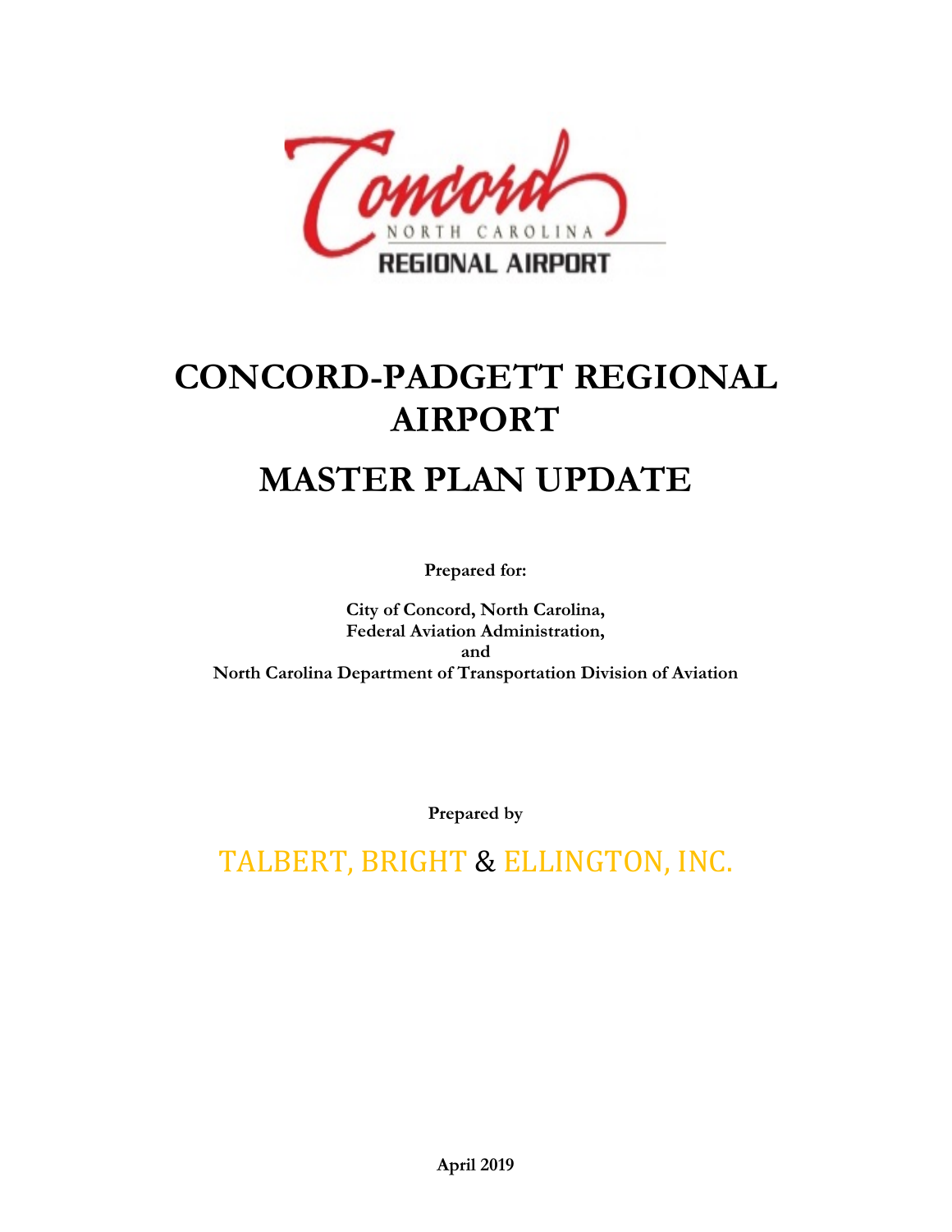Concord
NORTH CAROLINA
REGIONAL AIRPORT

# CONCORD-PADGETT REGIONAL AIRPORT

# MASTER PLAN UPDATE

**Prepared for:**

**City of Concord, North Carolina,**
**Federal Aviation Administration,**
**and**
**North Carolina Department of Transportation Division of Aviation**

**Prepared by**

TALBERT, BRIGHT & ELLINGTON, INC.

**April 2019**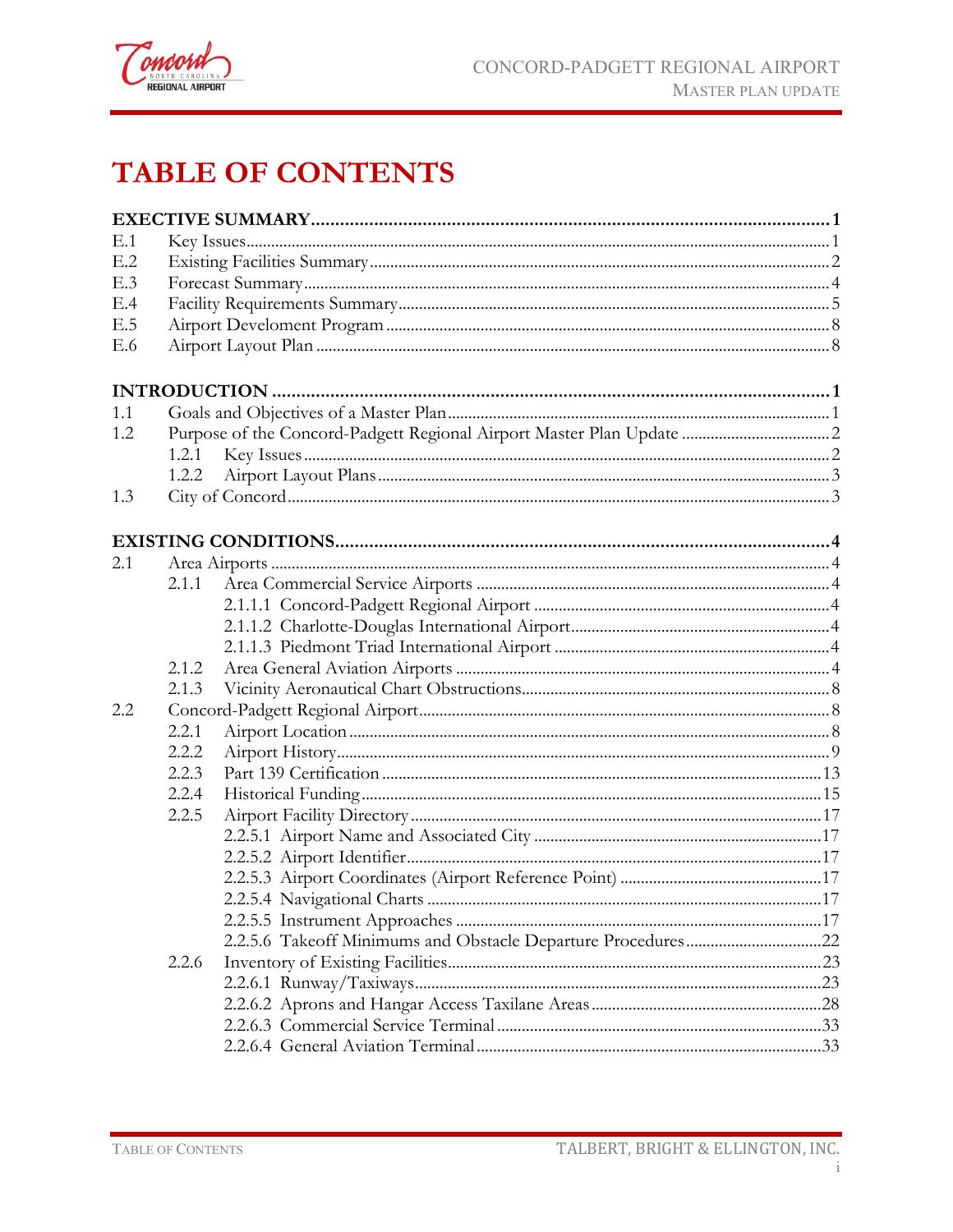# TABLE OF CONTENTS

**EXECTIVE SUMMARY** ........ **1**

| | | |
|---|---|---|
| E.1 | Key Issues | 1 |
| E.2 | Existing Facilities Summary | 2 |
| E.3 | Forecast Summary | 4 |
| E.4 | Facility Requirements Summary | 5 |
| E.5 | Airport Develoment Program | 8 |
| E.6 | Airport Layout Plan | 8 |

**INTRODUCTION** ........ **1**

| | | |
|---|---|---|
| 1.1 | Goals and Objectives of a Master Plan | 1 |
| 1.2 | Purpose of the Concord-Padgett Regional Airport Master Plan Update | 2 |
| 1.2.1 | Key Issues | 2 |
| 1.2.2 | Airport Layout Plans | 3 |
| 1.3 | City of Concord | 3 |

**EXISTING CONDITIONS** ........ **4**

| | | |
|---|---|---|
| 2.1 | Area Airports | 4 |
| 2.1.1 | Area Commercial Service Airports | 4 |
| 2.1.1.1 | Concord-Padgett Regional Airport | 4 |
| 2.1.1.2 | Charlotte-Douglas International Airport | 4 |
| 2.1.1.3 | Piedmont Triad International Airport | 4 |
| 2.1.2 | Area General Aviation Airports | 4 |
| 2.1.3 | Vicinity Aeronautical Chart Obstructions | 8 |
| 2.2 | Concord-Padgett Regional Airport | 8 |
| 2.2.1 | Airport Location | 8 |
| 2.2.2 | Airport History | 9 |
| 2.2.3 | Part 139 Certification | 13 |
| 2.2.4 | Historical Funding | 15 |
| 2.2.5 | Airport Facility Directory | 17 |
| 2.2.5.1 | Airport Name and Associated City | 17 |
| 2.2.5.2 | Airport Identifier | 17 |
| 2.2.5.3 | Airport Coordinates (Airport Reference Point) | 17 |
| 2.2.5.4 | Navigational Charts | 17 |
| 2.2.5.5 | Instrument Approaches | 17 |
| 2.2.5.6 | Takeoff Minimums and Obstacle Departure Procedures | 22 |
| 2.2.6 | Inventory of Existing Facilities | 23 |
| 2.2.6.1 | Runway/Taxiways | 23 |
| 2.2.6.2 | Aprons and Hangar Access Taxilane Areas | 28 |
| 2.2.6.3 | Commercial Service Terminal | 33 |
| 2.2.6.4 | General Aviation Terminal | 33 |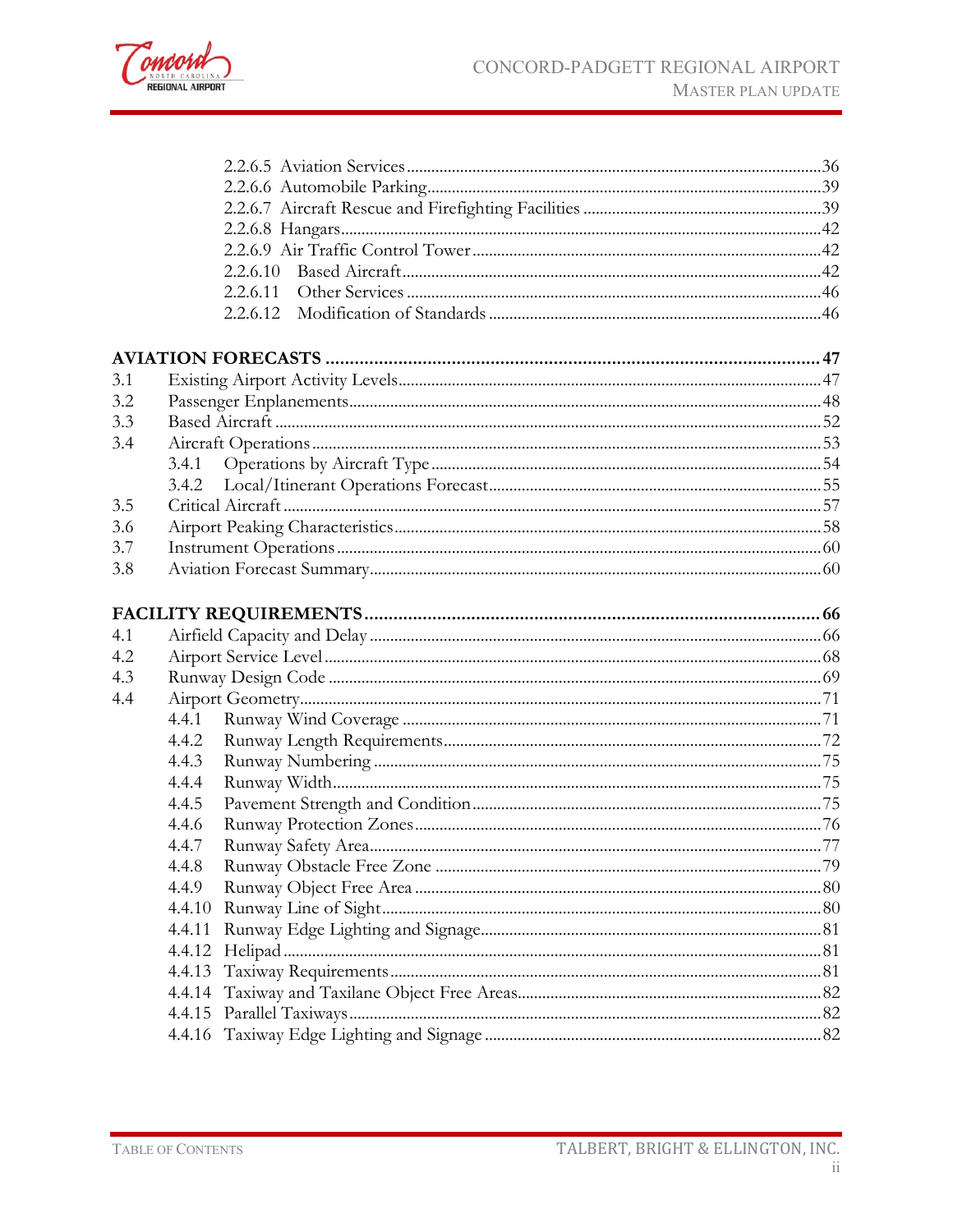2.2.6.5 Aviation Services ............................................................................................36
2.2.6.6 Automobile Parking..........................................................................................39
2.2.6.7 Aircraft Rescue and Firefighting Facilities ..........................................................39
2.2.6.8 Hangars...................................................................................................................42
2.2.6.9 Air Traffic Control Tower ...................................................................................42
2.2.6.10 Based Aircraft........................................................................................................42
2.2.6.11 Other Services .......................................................................................................46
2.2.6.12 Modification of Standards ...................................................................................46

**AVIATION FORECASTS ..................................................................................................47**

3.1 Existing Airport Activity Levels..............................................................................................47
3.2 Passenger Enplanements...........................................................................................................48
3.3 Based Aircraft ...........................................................................................................................52
3.4 Aircraft Operations ...................................................................................................................53
 3.4.1 Operations by Aircraft Type ...........................................................................................54
 3.4.2 Local/Itinerant Operations Forecast...............................................................................55
3.5 Critical Aircraft .........................................................................................................................57
3.6 Airport Peaking Characteristics...............................................................................................58
3.7 Instrument Operations .............................................................................................................60
3.8 Aviation Forecast Summary......................................................................................................60

**FACILITY REQUIREMENTS ...............................................................................................66**

4.1 Airfield Capacity and Delay .....................................................................................................66
4.2 Airport Service Level ................................................................................................................68
4.3 Runway Design Code ................................................................................................................69
4.4 Airport Geometry......................................................................................................................71
 4.4.1 Runway Wind Coverage ..................................................................................................71
 4.4.2 Runway Length Requirements.........................................................................................72
 4.4.3 Runway Numbering .........................................................................................................75
 4.4.4 Runway Width....................................................................................................................75
 4.4.5 Pavement Strength and Condition ..................................................................................75
 4.4.6 Runway Protection Zones................................................................................................76
 4.4.7 Runway Safety Area...........................................................................................................77
 4.4.8 Runway Obstacle Free Zone ............................................................................................79
 4.4.9 Runway Object Free Area .................................................................................................80
 4.4.10 Runway Line of Sight.......................................................................................................80
 4.4.11 Runway Edge Lighting and Signage................................................................................81
 4.4.12 Helipad ...............................................................................................................................81
 4.4.13 Taxiway Requirements......................................................................................................81
 4.4.14 Taxiway and Taxilane Object Free Areas........................................................................82
 4.4.15 Parallel Taxiways...............................................................................................................82
 4.4.16 Taxiway Edge Lighting and Signage ...............................................................................82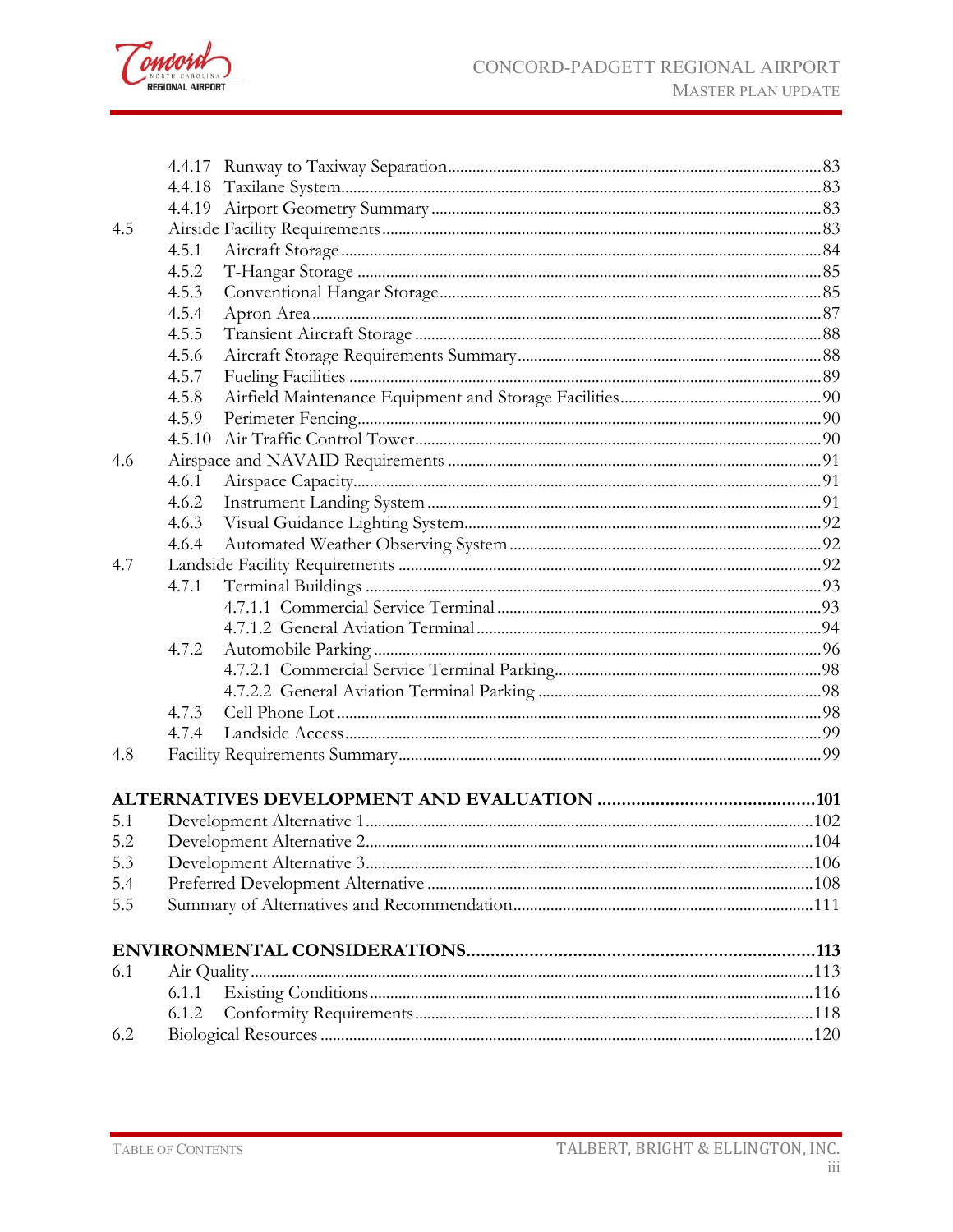| | | |
|---|---|---|
| | 4.4.17 Runway to Taxiway Separation | 83 |
| | 4.4.18 Taxilane System | 83 |
| | 4.4.19 Airport Geometry Summary | 83 |
| 4.5 | Airside Facility Requirements | 83 |
| | 4.5.1 Aircraft Storage | 84 |
| | 4.5.2 T-Hangar Storage | 85 |
| | 4.5.3 Conventional Hangar Storage | 85 |
| | 4.5.4 Apron Area | 87 |
| | 4.5.5 Transient Aircraft Storage | 88 |
| | 4.5.6 Aircraft Storage Requirements Summary | 88 |
| | 4.5.7 Fueling Facilities | 89 |
| | 4.5.8 Airfield Maintenance Equipment and Storage Facilities | 90 |
| | 4.5.9 Perimeter Fencing | 90 |
| | 4.5.10 Air Traffic Control Tower | 90 |
| 4.6 | Airspace and NAVAID Requirements | 91 |
| | 4.6.1 Airspace Capacity | 91 |
| | 4.6.2 Instrument Landing System | 91 |
| | 4.6.3 Visual Guidance Lighting System | 92 |
| | 4.6.4 Automated Weather Observing System | 92 |
| 4.7 | Landside Facility Requirements | 92 |
| | 4.7.1 Terminal Buildings | 93 |
| | 4.7.1.1 Commercial Service Terminal | 93 |
| | 4.7.1.2 General Aviation Terminal | 94 |
| | 4.7.2 Automobile Parking | 96 |
| | 4.7.2.1 Commercial Service Terminal Parking | 98 |
| | 4.7.2.2 General Aviation Terminal Parking | 98 |
| | 4.7.3 Cell Phone Lot | 98 |
| | 4.7.4 Landside Access | 99 |
| 4.8 | Facility Requirements Summary | 99 |

**ALTERNATIVES DEVELOPMENT AND EVALUATION ... 101**

| | | |
|---|---|---|
| 5.1 | Development Alternative 1 | 102 |
| 5.2 | Development Alternative 2 | 104 |
| 5.3 | Development Alternative 3 | 106 |
| 5.4 | Preferred Development Alternative | 108 |
| 5.5 | Summary of Alternatives and Recommendation | 111 |

**ENVIRONMENTAL CONSIDERATIONS ... 113**

| | | |
|---|---|---|
| 6.1 | Air Quality | 113 |
| | 6.1.1 Existing Conditions | 116 |
| | 6.1.2 Conformity Requirements | 118 |
| 6.2 | Biological Resources | 120 |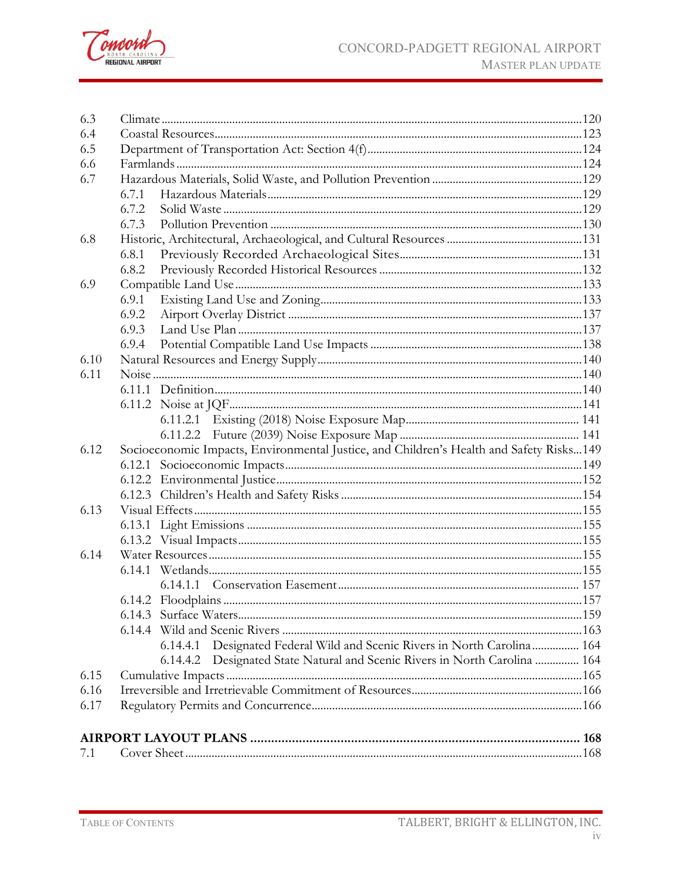| | | |
|---|---|---|
| 6.3 | Climate | 120 |
| 6.4 | Coastal Resources | 123 |
| 6.5 | Department of Transportation Act: Section 4(f) | 124 |
| 6.6 | Farmlands | 124 |
| 6.7 | Hazardous Materials, Solid Waste, and Pollution Prevention | 129 |
| | 6.7.1 Hazardous Materials | 129 |
| | 6.7.2 Solid Waste | 129 |
| | 6.7.3 Pollution Prevention | 130 |
| 6.8 | Historic, Architectural, Archaeological, and Cultural Resources | 131 |
| | 6.8.1 Previously Recorded Archaeological Sites | 131 |
| | 6.8.2 Previously Recorded Historical Resources | 132 |
| 6.9 | Compatible Land Use | 133 |
| | 6.9.1 Existing Land Use and Zoning | 133 |
| | 6.9.2 Airport Overlay District | 137 |
| | 6.9.3 Land Use Plan | 137 |
| | 6.9.4 Potential Compatible Land Use Impacts | 138 |
| 6.10 | Natural Resources and Energy Supply | 140 |
| 6.11 | Noise | 140 |
| | 6.11.1 Definition | 140 |
| | 6.11.2 Noise at JQF | 141 |
| | 6.11.2.1 Existing (2018) Noise Exposure Map | 141 |
| | 6.11.2.2 Future (2039) Noise Exposure Map | 141 |
| 6.12 | Socioeconomic Impacts, Environmental Justice, and Children's Health and Safety Risks | 149 |
| | 6.12.1 Socioeconomic Impacts | 149 |
| | 6.12.2 Environmental Justice | 152 |
| | 6.12.3 Children's Health and Safety Risks | 154 |
| 6.13 | Visual Effects | 155 |
| | 6.13.1 Light Emissions | 155 |
| | 6.13.2 Visual Impacts | 155 |
| 6.14 | Water Resources | 155 |
| | 6.14.1 Wetlands | 155 |
| | 6.14.1.1 Conservation Easement | 157 |
| | 6.14.2 Floodplains | 157 |
| | 6.14.3 Surface Waters | 159 |
| | 6.14.4 Wild and Scenic Rivers | 163 |
| | 6.14.4.1 Designated Federal Wild and Scenic Rivers in North Carolina | 164 |
| | 6.14.4.2 Designated State Natural and Scenic Rivers in North Carolina | 164 |
| 6.15 | Cumulative Impacts | 165 |
| 6.16 | Irreversible and Irretrievable Commitment of Resources | 166 |
| 6.17 | Regulatory Permits and Concurrence | 166 |
| **AIRPORT LAYOUT PLANS** | | **168** |
| 7.1 | Cover Sheet | 168 |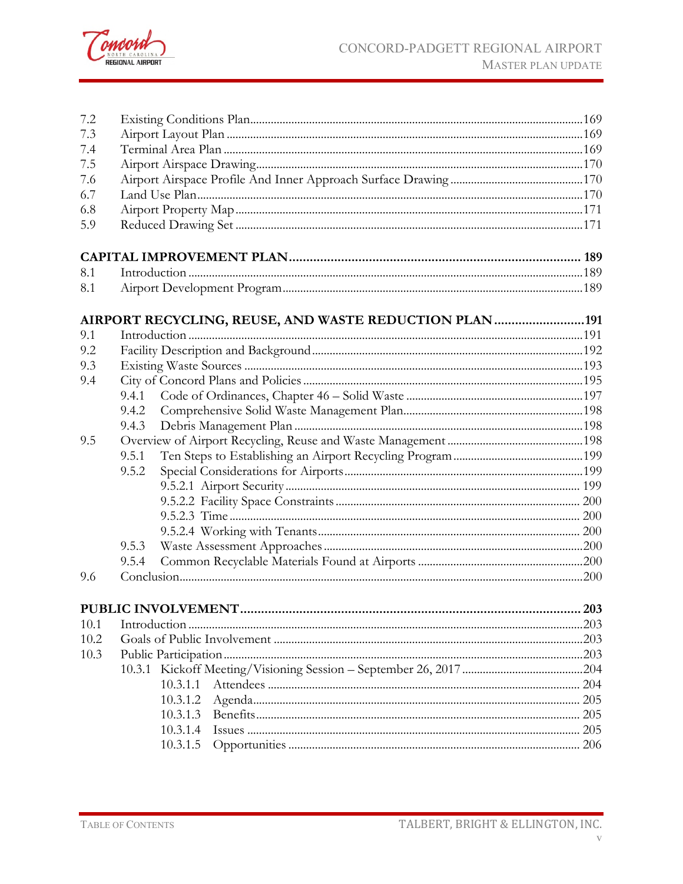| | | |
|---|---|---|
| 7.2 | Existing Conditions Plan | 169 |
| 7.3 | Airport Layout Plan | 169 |
| 7.4 | Terminal Area Plan | 169 |
| 7.5 | Airport Airspace Drawing | 170 |
| 7.6 | Airport Airspace Profile And Inner Approach Surface Drawing | 170 |
| 6.7 | Land Use Plan | 170 |
| 6.8 | Airport Property Map | 171 |
| 5.9 | Reduced Drawing Set | 171 |

**CAPITAL IMPROVEMENT PLAN ..... 189**

| | | |
|---|---|---|
| 8.1 | Introduction | 189 |
| 8.1 | Airport Development Program | 189 |

**AIRPORT RECYCLING, REUSE, AND WASTE REDUCTION PLAN ..... 191**

| | | |
|---|---|---|
| 9.1 | Introduction | 191 |
| 9.2 | Facility Description and Background | 192 |
| 9.3 | Existing Waste Sources | 193 |
| 9.4 | City of Concord Plans and Policies | 195 |
| | 9.4.1 Code of Ordinances, Chapter 46 – Solid Waste | 197 |
| | 9.4.2 Comprehensive Solid Waste Management Plan | 198 |
| | 9.4.3 Debris Management Plan | 198 |
| 9.5 | Overview of Airport Recycling, Reuse and Waste Management | 198 |
| | 9.5.1 Ten Steps to Establishing an Airport Recycling Program | 199 |
| | 9.5.2 Special Considerations for Airports | 199 |
| | 9.5.2.1 Airport Security | 199 |
| | 9.5.2.2 Facility Space Constraints | 200 |
| | 9.5.2.3 Time | 200 |
| | 9.5.2.4 Working with Tenants | 200 |
| | 9.5.3 Waste Assessment Approaches | 200 |
| | 9.5.4 Common Recyclable Materials Found at Airports | 200 |
| 9.6 | Conclusion | 200 |

**PUBLIC INVOLVEMENT ..... 203**

| | | |
|---|---|---|
| 10.1 | Introduction | 203 |
| 10.2 | Goals of Public Involvement | 203 |
| 10.3 | Public Participation | 203 |
| | 10.3.1 Kickoff Meeting/Visioning Session – September 26, 2017 | 204 |
| | 10.3.1.1 Attendees | 204 |
| | 10.3.1.2 Agenda | 205 |
| | 10.3.1.3 Benefits | 205 |
| | 10.3.1.4 Issues | 205 |
| | 10.3.1.5 Opportunities | 206 |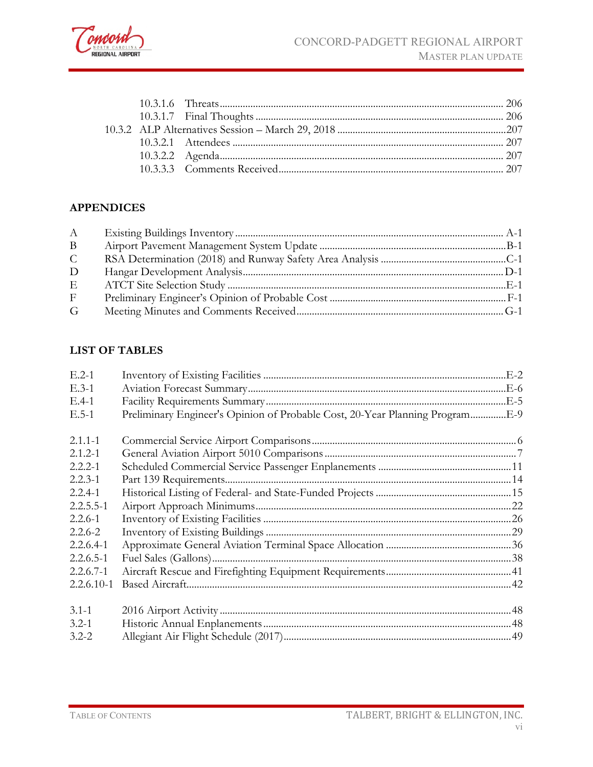10.3.1.6 Threats ........ 206
10.3.1.7 Final Thoughts ........ 206
10.3.2 ALP Alternatives Session – March 29, 2018 ........ 207
10.3.2.1 Attendees ........ 207
10.3.2.2 Agenda ........ 207
10.3.3.3 Comments Received ........ 207

## APPENDICES

| | | |
|---|---|---|
| A | Existing Buildings Inventory | A-1 |
| B | Airport Pavement Management System Update | B-1 |
| C | RSA Determination (2018) and Runway Safety Area Analysis | C-1 |
| D | Hangar Development Analysis | D-1 |
| E | ATCT Site Selection Study | E-1 |
| F | Preliminary Engineer's Opinion of Probable Cost | F-1 |
| G | Meeting Minutes and Comments Received | G-1 |

## LIST OF TABLES

| | | |
|---|---|---|
| E.2-1 | Inventory of Existing Facilities | E-2 |
| E.3-1 | Aviation Forecast Summary | E-6 |
| E.4-1 | Facility Requirements Summary | E-5 |
| E.5-1 | Preliminary Engineer's Opinion of Probable Cost, 20-Year Planning Program | E-9 |
| 2.1.1-1 | Commercial Service Airport Comparisons | 6 |
| 2.1.2-1 | General Aviation Airport 5010 Comparisons | 7 |
| 2.2.2-1 | Scheduled Commercial Service Passenger Enplanements | 11 |
| 2.2.3-1 | Part 139 Requirements | 14 |
| 2.2.4-1 | Historical Listing of Federal- and State-Funded Projects | 15 |
| 2.2.5.5-1 | Airport Approach Minimums | 22 |
| 2.2.6-1 | Inventory of Existing Facilities | 26 |
| 2.2.6-2 | Inventory of Existing Buildings | 29 |
| 2.2.6.4-1 | Approximate General Aviation Terminal Space Allocation | 36 |
| 2.2.6.5-1 | Fuel Sales (Gallons) | 38 |
| 2.2.6.7-1 | Aircraft Rescue and Firefighting Equipment Requirements | 41 |
| 2.2.6.10-1 | Based Aircraft | 42 |
| 3.1-1 | 2016 Airport Activity | 48 |
| 3.2-1 | Historic Annual Enplanements | 48 |
| 3.2-2 | Allegiant Air Flight Schedule (2017) | 49 |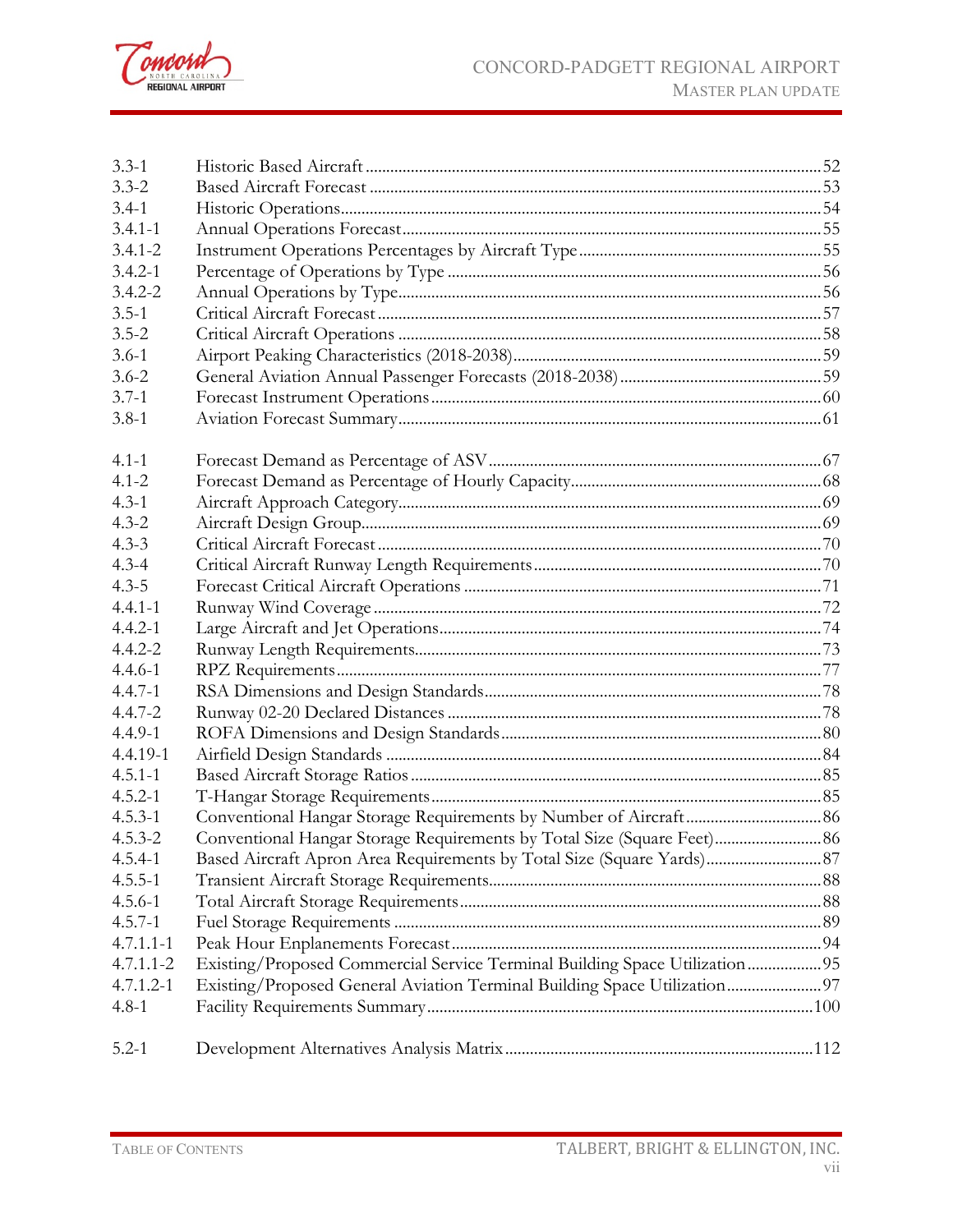| | | |
|---|---|---|
| 3.3-1 | Historic Based Aircraft | 52 |
| 3.3-2 | Based Aircraft Forecast | 53 |
| 3.4-1 | Historic Operations | 54 |
| 3.4.1-1 | Annual Operations Forecast | 55 |
| 3.4.1-2 | Instrument Operations Percentages by Aircraft Type | 55 |
| 3.4.2-1 | Percentage of Operations by Type | 56 |
| 3.4.2-2 | Annual Operations by Type | 56 |
| 3.5-1 | Critical Aircraft Forecast | 57 |
| 3.5-2 | Critical Aircraft Operations | 58 |
| 3.6-1 | Airport Peaking Characteristics (2018-2038) | 59 |
| 3.6-2 | General Aviation Annual Passenger Forecasts (2018-2038) | 59 |
| 3.7-1 | Forecast Instrument Operations | 60 |
| 3.8-1 | Aviation Forecast Summary | 61 |
| | | |
| 4.1-1 | Forecast Demand as Percentage of ASV | 67 |
| 4.1-2 | Forecast Demand as Percentage of Hourly Capacity | 68 |
| 4.3-1 | Aircraft Approach Category | 69 |
| 4.3-2 | Aircraft Design Group | 69 |
| 4.3-3 | Critical Aircraft Forecast | 70 |
| 4.3-4 | Critical Aircraft Runway Length Requirements | 70 |
| 4.3-5 | Forecast Critical Aircraft Operations | 71 |
| 4.4.1-1 | Runway Wind Coverage | 72 |
| 4.4.2-1 | Large Aircraft and Jet Operations | 74 |
| 4.4.2-2 | Runway Length Requirements | 73 |
| 4.4.6-1 | RPZ Requirements | 77 |
| 4.4.7-1 | RSA Dimensions and Design Standards | 78 |
| 4.4.7-2 | Runway 02-20 Declared Distances | 78 |
| 4.4.9-1 | ROFA Dimensions and Design Standards | 80 |
| 4.4.19-1 | Airfield Design Standards | 84 |
| 4.5.1-1 | Based Aircraft Storage Ratios | 85 |
| 4.5.2-1 | T-Hangar Storage Requirements | 85 |
| 4.5.3-1 | Conventional Hangar Storage Requirements by Number of Aircraft | 86 |
| 4.5.3-2 | Conventional Hangar Storage Requirements by Total Size (Square Feet) | 86 |
| 4.5.4-1 | Based Aircraft Apron Area Requirements by Total Size (Square Yards) | 87 |
| 4.5.5-1 | Transient Aircraft Storage Requirements | 88 |
| 4.5.6-1 | Total Aircraft Storage Requirements | 88 |
| 4.5.7-1 | Fuel Storage Requirements | 89 |
| 4.7.1.1-1 | Peak Hour Enplanements Forecast | 94 |
| 4.7.1.1-2 | Existing/Proposed Commercial Service Terminal Building Space Utilization | 95 |
| 4.7.1.2-1 | Existing/Proposed General Aviation Terminal Building Space Utilization | 97 |
| 4.8-1 | Facility Requirements Summary | 100 |
| | | |
| 5.2-1 | Development Alternatives Analysis Matrix | 112 |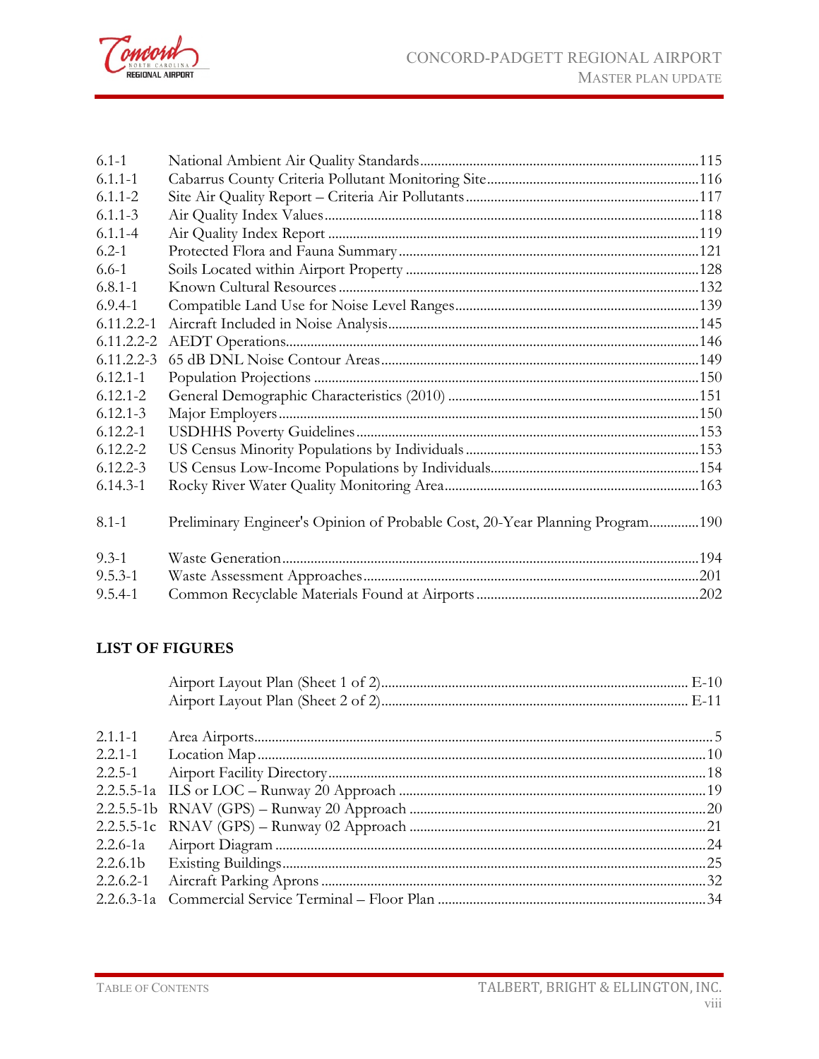| | | |
|---|---|---|
| 6.1-1 | National Ambient Air Quality Standards | 115 |
| 6.1.1-1 | Cabarrus County Criteria Pollutant Monitoring Site | 116 |
| 6.1.1-2 | Site Air Quality Report – Criteria Air Pollutants | 117 |
| 6.1.1-3 | Air Quality Index Values | 118 |
| 6.1.1-4 | Air Quality Index Report | 119 |
| 6.2-1 | Protected Flora and Fauna Summary | 121 |
| 6.6-1 | Soils Located within Airport Property | 128 |
| 6.8.1-1 | Known Cultural Resources | 132 |
| 6.9.4-1 | Compatible Land Use for Noise Level Ranges | 139 |
| 6.11.2.2-1 | Aircraft Included in Noise Analysis | 145 |
| 6.11.2.2-2 | AEDT Operations | 146 |
| 6.11.2.2-3 | 65 dB DNL Noise Contour Areas | 149 |
| 6.12.1-1 | Population Projections | 150 |
| 6.12.1-2 | General Demographic Characteristics (2010) | 151 |
| 6.12.1-3 | Major Employers | 150 |
| 6.12.2-1 | USDHHS Poverty Guidelines | 153 |
| 6.12.2-2 | US Census Minority Populations by Individuals | 153 |
| 6.12.2-3 | US Census Low-Income Populations by Individuals | 154 |
| 6.14.3-1 | Rocky River Water Quality Monitoring Area | 163 |
| 8.1-1 | Preliminary Engineer's Opinion of Probable Cost, 20-Year Planning Program | 190 |
| 9.3-1 | Waste Generation | 194 |
| 9.5.3-1 | Waste Assessment Approaches | 201 |
| 9.5.4-1 | Common Recyclable Materials Found at Airports | 202 |

## LIST OF FIGURES

| | | |
|---|---|---|
| | Airport Layout Plan (Sheet 1 of 2) | E-10 |
| | Airport Layout Plan (Sheet 2 of 2) | E-11 |
| 2.1.1-1 | Area Airports | 5 |
| 2.2.1-1 | Location Map | 10 |
| 2.2.5-1 | Airport Facility Directory | 18 |
| 2.2.5.5-1a | ILS or LOC – Runway 20 Approach | 19 |
| 2.2.5.5-1b | RNAV (GPS) – Runway 20 Approach | 20 |
| 2.2.5.5-1c | RNAV (GPS) – Runway 02 Approach | 21 |
| 2.2.6-1a | Airport Diagram | 24 |
| 2.2.6.1b | Existing Buildings | 25 |
| 2.2.6.2-1 | Aircraft Parking Aprons | 32 |
| 2.2.6.3-1a | Commercial Service Terminal – Floor Plan | 34 |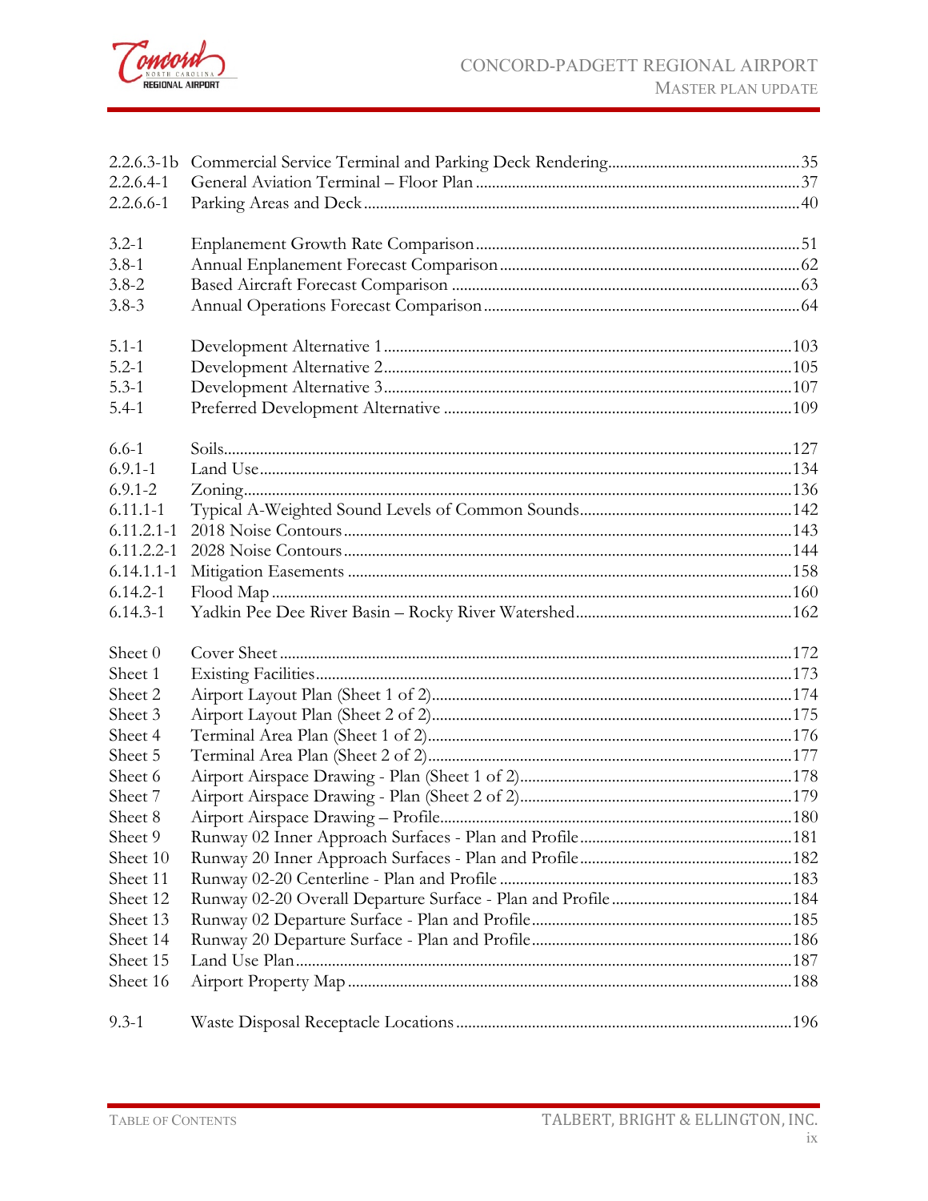| | | |
|---|---|---|
| 2.2.6.3-1b | Commercial Service Terminal and Parking Deck Rendering | 35 |
| 2.2.6.4-1 | General Aviation Terminal – Floor Plan | 37 |
| 2.2.6.6-1 | Parking Areas and Deck | 40 |
| | | |
| 3.2-1 | Enplanement Growth Rate Comparison | 51 |
| 3.8-1 | Annual Enplanement Forecast Comparison | 62 |
| 3.8-2 | Based Aircraft Forecast Comparison | 63 |
| 3.8-3 | Annual Operations Forecast Comparison | 64 |
| | | |
| 5.1-1 | Development Alternative 1 | 103 |
| 5.2-1 | Development Alternative 2 | 105 |
| 5.3-1 | Development Alternative 3 | 107 |
| 5.4-1 | Preferred Development Alternative | 109 |
| | | |
| 6.6-1 | Soils | 127 |
| 6.9.1-1 | Land Use | 134 |
| 6.9.1-2 | Zoning | 136 |
| 6.11.1-1 | Typical A-Weighted Sound Levels of Common Sounds | 142 |
| 6.11.2.1-1 | 2018 Noise Contours | 143 |
| 6.11.2.2-1 | 2028 Noise Contours | 144 |
| 6.14.1.1-1 | Mitigation Easements | 158 |
| 6.14.2-1 | Flood Map | 160 |
| 6.14.3-1 | Yadkin Pee Dee River Basin – Rocky River Watershed | 162 |
| | | |
| Sheet 0 | Cover Sheet | 172 |
| Sheet 1 | Existing Facilities | 173 |
| Sheet 2 | Airport Layout Plan (Sheet 1 of 2) | 174 |
| Sheet 3 | Airport Layout Plan (Sheet 2 of 2) | 175 |
| Sheet 4 | Terminal Area Plan (Sheet 1 of 2) | 176 |
| Sheet 5 | Terminal Area Plan (Sheet 2 of 2) | 177 |
| Sheet 6 | Airport Airspace Drawing - Plan (Sheet 1 of 2) | 178 |
| Sheet 7 | Airport Airspace Drawing - Plan (Sheet 2 of 2) | 179 |
| Sheet 8 | Airport Airspace Drawing – Profile | 180 |
| Sheet 9 | Runway 02 Inner Approach Surfaces - Plan and Profile | 181 |
| Sheet 10 | Runway 20 Inner Approach Surfaces - Plan and Profile | 182 |
| Sheet 11 | Runway 02-20 Centerline - Plan and Profile | 183 |
| Sheet 12 | Runway 02-20 Overall Departure Surface - Plan and Profile | 184 |
| Sheet 13 | Runway 02 Departure Surface - Plan and Profile | 185 |
| Sheet 14 | Runway 20 Departure Surface - Plan and Profile | 186 |
| Sheet 15 | Land Use Plan | 187 |
| Sheet 16 | Airport Property Map | 188 |
| | | |
| 9.3-1 | Waste Disposal Receptacle Locations | 196 |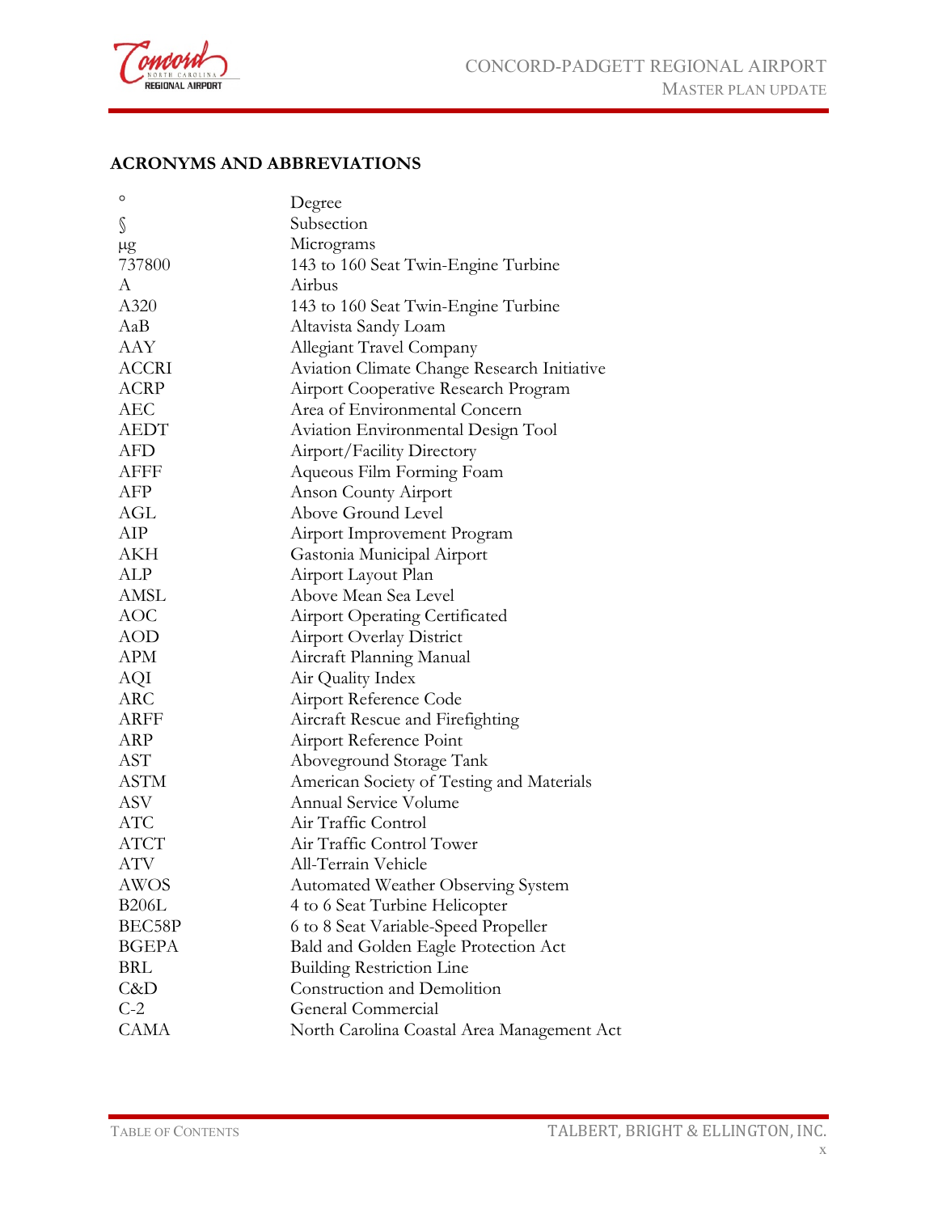## ACRONYMS AND ABBREVIATIONS

| | |
|---|---|
| ° | Degree |
| § | Subsection |
| µg | Micrograms |
| 737800 | 143 to 160 Seat Twin-Engine Turbine |
| A | Airbus |
| A320 | 143 to 160 Seat Twin-Engine Turbine |
| AaB | Altavista Sandy Loam |
| AAY | Allegiant Travel Company |
| ACCRI | Aviation Climate Change Research Initiative |
| ACRP | Airport Cooperative Research Program |
| AEC | Area of Environmental Concern |
| AEDT | Aviation Environmental Design Tool |
| AFD | Airport/Facility Directory |
| AFFF | Aqueous Film Forming Foam |
| AFP | Anson County Airport |
| AGL | Above Ground Level |
| AIP | Airport Improvement Program |
| AKH | Gastonia Municipal Airport |
| ALP | Airport Layout Plan |
| AMSL | Above Mean Sea Level |
| AOC | Airport Operating Certificated |
| AOD | Airport Overlay District |
| APM | Aircraft Planning Manual |
| AQI | Air Quality Index |
| ARC | Airport Reference Code |
| ARFF | Aircraft Rescue and Firefighting |
| ARP | Airport Reference Point |
| AST | Aboveground Storage Tank |
| ASTM | American Society of Testing and Materials |
| ASV | Annual Service Volume |
| ATC | Air Traffic Control |
| ATCT | Air Traffic Control Tower |
| ATV | All-Terrain Vehicle |
| AWOS | Automated Weather Observing System |
| B206L | 4 to 6 Seat Turbine Helicopter |
| BEC58P | 6 to 8 Seat Variable-Speed Propeller |
| BGEPA | Bald and Golden Eagle Protection Act |
| BRL | Building Restriction Line |
| C&D | Construction and Demolition |
| C-2 | General Commercial |
| CAMA | North Carolina Coastal Area Management Act |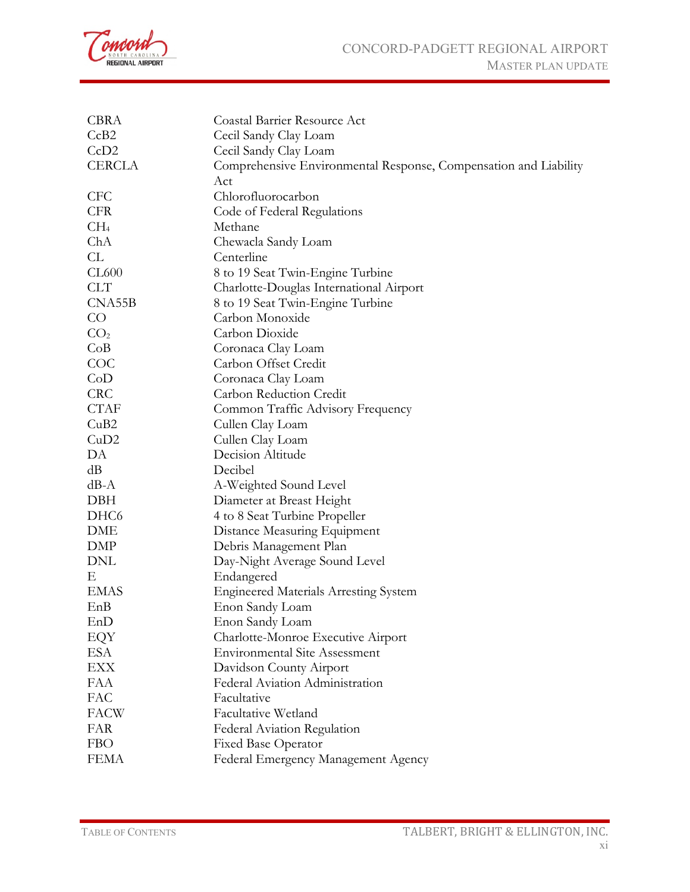| | |
|---|---|
| CBRA | Coastal Barrier Resource Act |
| CcB2 | Cecil Sandy Clay Loam |
| CcD2 | Cecil Sandy Clay Loam |
| CERCLA | Comprehensive Environmental Response, Compensation and Liability Act |
| CFC | Chlorofluorocarbon |
| CFR | Code of Federal Regulations |
| $CH_4$ | Methane |
| ChA | Chewacla Sandy Loam |
| CL | Centerline |
| CL600 | 8 to 19 Seat Twin-Engine Turbine |
| CLT | Charlotte-Douglas International Airport |
| CNA55B | 8 to 19 Seat Twin-Engine Turbine |
| CO | Carbon Monoxide |
| $CO_2$ | Carbon Dioxide |
| CoB | Coronaca Clay Loam |
| COC | Carbon Offset Credit |
| CoD | Coronaca Clay Loam |
| CRC | Carbon Reduction Credit |
| CTAF | Common Traffic Advisory Frequency |
| CuB2 | Cullen Clay Loam |
| CuD2 | Cullen Clay Loam |
| DA | Decision Altitude |
| dB | Decibel |
| dB-A | A-Weighted Sound Level |
| DBH | Diameter at Breast Height |
| DHC6 | 4 to 8 Seat Turbine Propeller |
| DME | Distance Measuring Equipment |
| DMP | Debris Management Plan |
| DNL | Day-Night Average Sound Level |
| E | Endangered |
| EMAS | Engineered Materials Arresting System |
| EnB | Enon Sandy Loam |
| EnD | Enon Sandy Loam |
| EQY | Charlotte-Monroe Executive Airport |
| ESA | Environmental Site Assessment |
| EXX | Davidson County Airport |
| FAA | Federal Aviation Administration |
| FAC | Facultative |
| FACW | Facultative Wetland |
| FAR | Federal Aviation Regulation |
| FBO | Fixed Base Operator |
| FEMA | Federal Emergency Management Agency |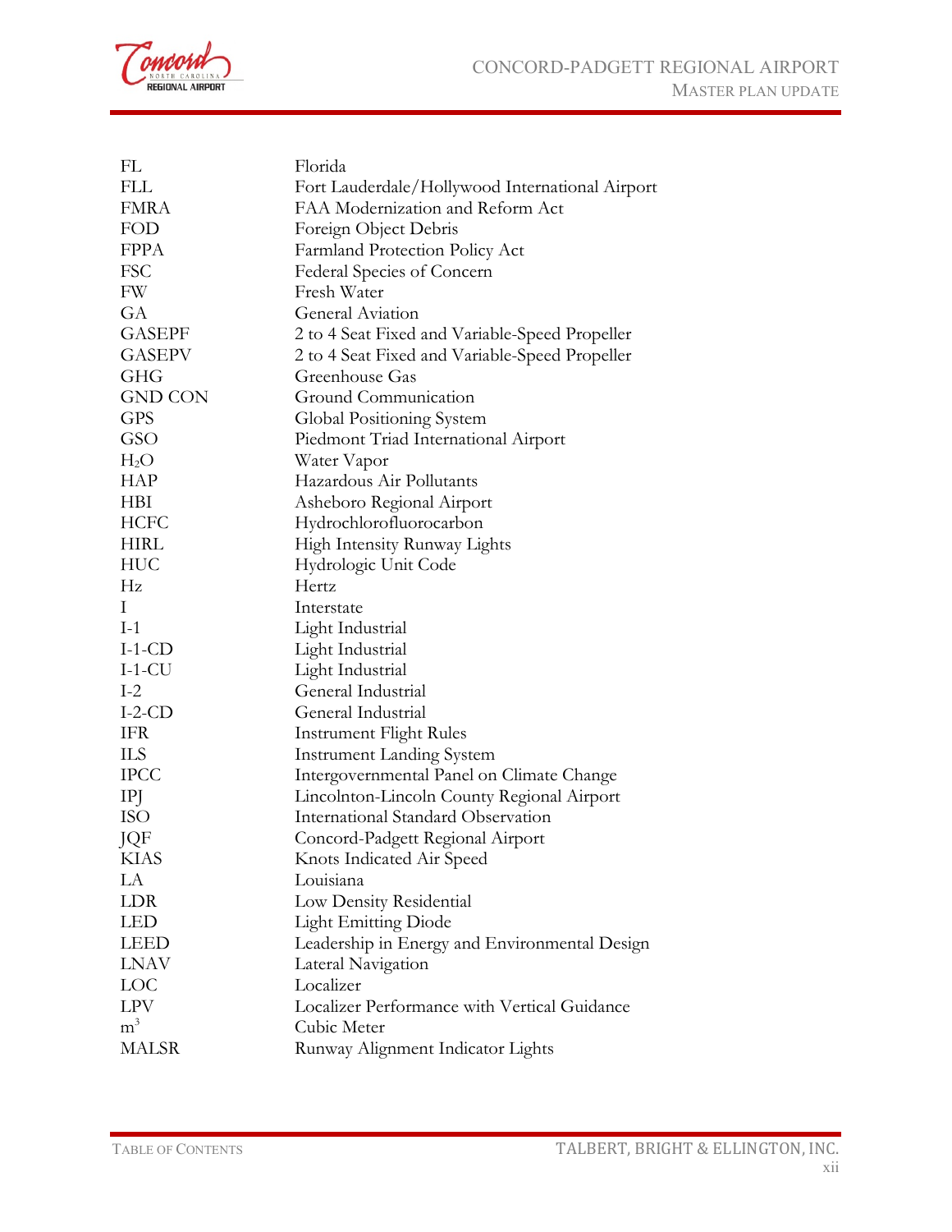| | |
|---|---|
| FL | Florida |
| FLL | Fort Lauderdale/Hollywood International Airport |
| FMRA | FAA Modernization and Reform Act |
| FOD | Foreign Object Debris |
| FPPA | Farmland Protection Policy Act |
| FSC | Federal Species of Concern |
| FW | Fresh Water |
| GA | General Aviation |
| GASEPF | 2 to 4 Seat Fixed and Variable-Speed Propeller |
| GASEPV | 2 to 4 Seat Fixed and Variable-Speed Propeller |
| GHG | Greenhouse Gas |
| GND CON | Ground Communication |
| GPS | Global Positioning System |
| GSO | Piedmont Triad International Airport |
| $H_2O$ | Water Vapor |
| HAP | Hazardous Air Pollutants |
| HBI | Asheboro Regional Airport |
| HCFC | Hydrochlorofluorocarbon |
| HIRL | High Intensity Runway Lights |
| HUC | Hydrologic Unit Code |
| Hz | Hertz |
| I | Interstate |
| I-1 | Light Industrial |
| I-1-CD | Light Industrial |
| I-1-CU | Light Industrial |
| I-2 | General Industrial |
| I-2-CD | General Industrial |
| IFR | Instrument Flight Rules |
| ILS | Instrument Landing System |
| IPCC | Intergovernmental Panel on Climate Change |
| IPJ | Lincolnton-Lincoln County Regional Airport |
| ISO | International Standard Observation |
| JQF | Concord-Padgett Regional Airport |
| KIAS | Knots Indicated Air Speed |
| LA | Louisiana |
| LDR | Low Density Residential |
| LED | Light Emitting Diode |
| LEED | Leadership in Energy and Environmental Design |
| LNAV | Lateral Navigation |
| LOC | Localizer |
| LPV | Localizer Performance with Vertical Guidance |
| $m^3$ | Cubic Meter |
| MALSR | Runway Alignment Indicator Lights |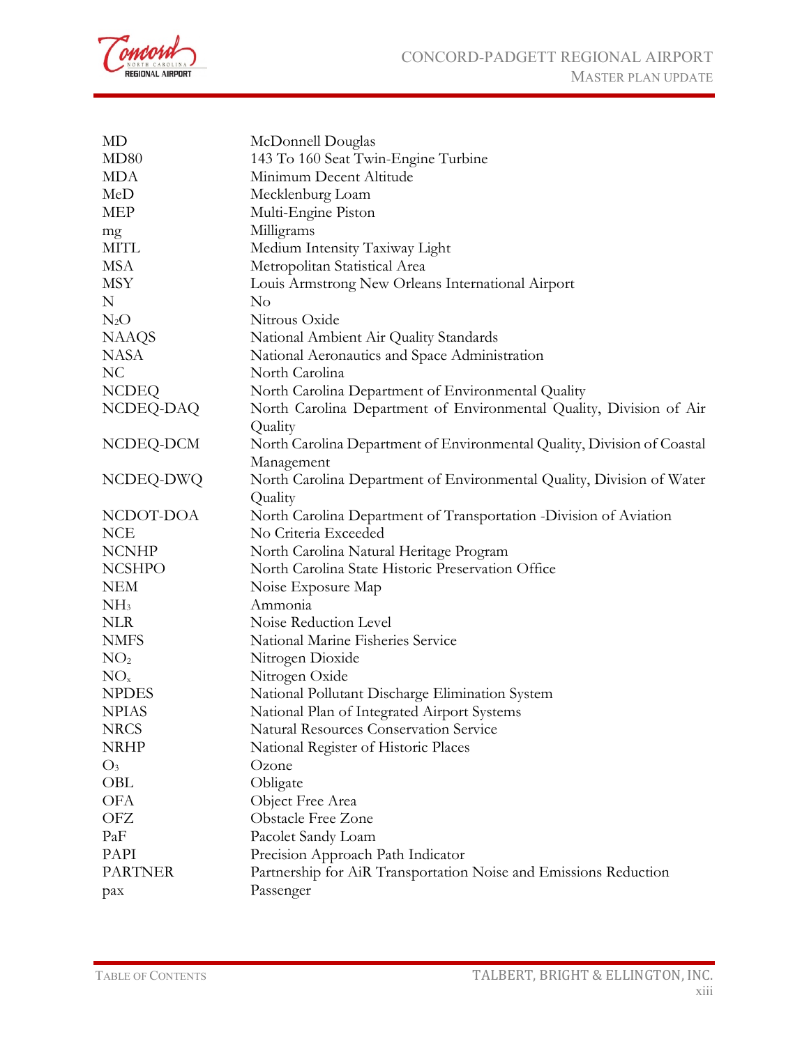| | |
|---|---|
| MD | McDonnell Douglas |
| MD80 | 143 To 160 Seat Twin-Engine Turbine |
| MDA | Minimum Decent Altitude |
| MeD | Mecklenburg Loam |
| MEP | Multi-Engine Piston |
| mg | Milligrams |
| MITL | Medium Intensity Taxiway Light |
| MSA | Metropolitan Statistical Area |
| MSY | Louis Armstrong New Orleans International Airport |
| N | No |
| $N_2O$ | Nitrous Oxide |
| NAAQS | National Ambient Air Quality Standards |
| NASA | National Aeronautics and Space Administration |
| NC | North Carolina |
| NCDEQ | North Carolina Department of Environmental Quality |
| NCDEQ-DAQ | North Carolina Department of Environmental Quality, Division of Air Quality |
| NCDEQ-DCM | North Carolina Department of Environmental Quality, Division of Coastal Management |
| NCDEQ-DWQ | North Carolina Department of Environmental Quality, Division of Water Quality |
| NCDOT-DOA | North Carolina Department of Transportation -Division of Aviation |
| NCE | No Criteria Exceeded |
| NCNHP | North Carolina Natural Heritage Program |
| NCSHPO | North Carolina State Historic Preservation Office |
| NEM | Noise Exposure Map |
| $NH_3$ | Ammonia |
| NLR | Noise Reduction Level |
| NMFS | National Marine Fisheries Service |
| $NO_2$ | Nitrogen Dioxide |
| $NO_x$ | Nitrogen Oxide |
| NPDES | National Pollutant Discharge Elimination System |
| NPIAS | National Plan of Integrated Airport Systems |
| NRCS | Natural Resources Conservation Service |
| NRHP | National Register of Historic Places |
| $O_3$ | Ozone |
| OBL | Obligate |
| OFA | Object Free Area |
| OFZ | Obstacle Free Zone |
| PaF | Pacolet Sandy Loam |
| PAPI | Precision Approach Path Indicator |
| PARTNER | Partnership for AiR Transportation Noise and Emissions Reduction |
| pax | Passenger |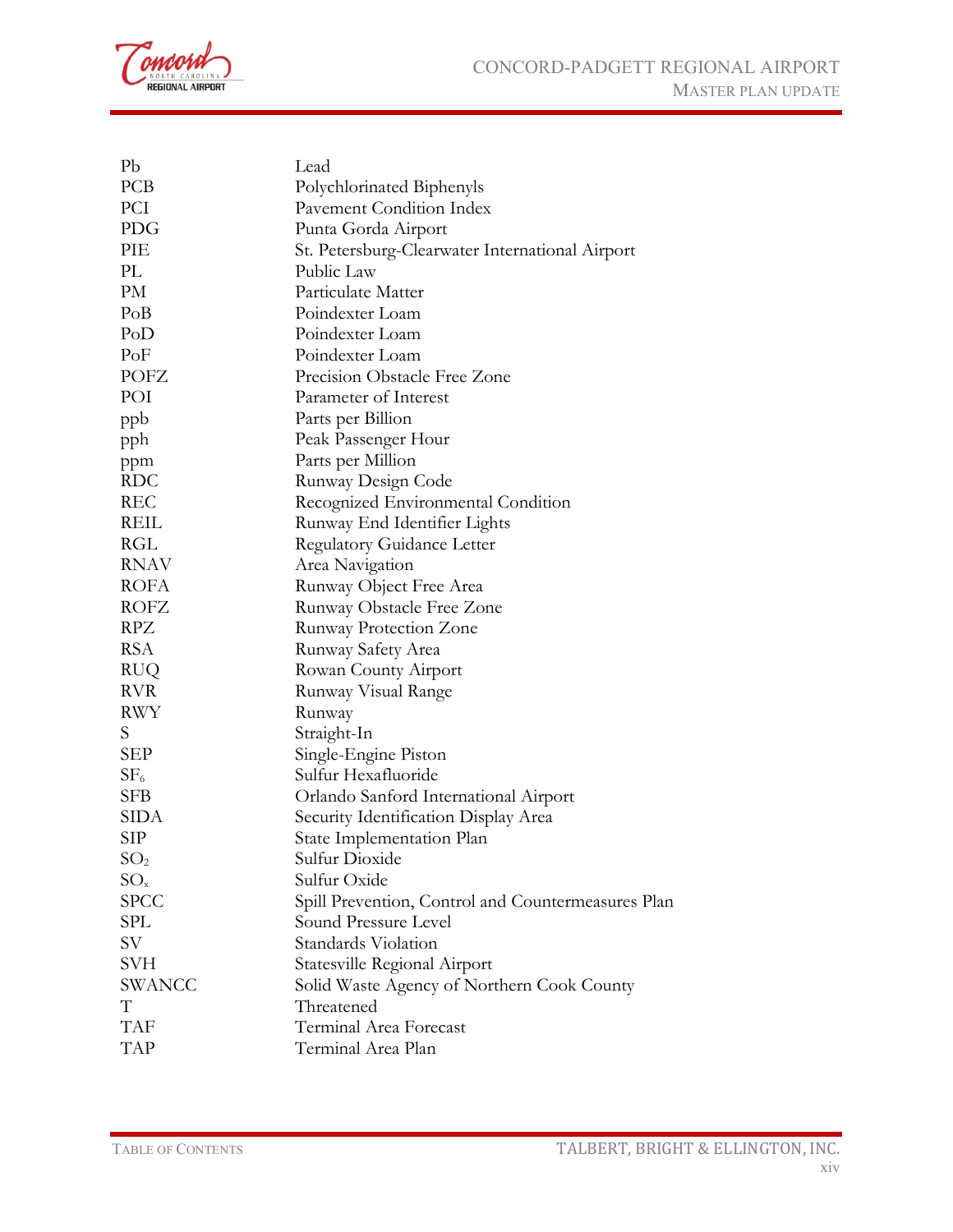| | |
|---|---|
| Pb | Lead |
| PCB | Polychlorinated Biphenyls |
| PCI | Pavement Condition Index |
| PDG | Punta Gorda Airport |
| PIE | St. Petersburg-Clearwater International Airport |
| PL | Public Law |
| PM | Particulate Matter |
| PoB | Poindexter Loam |
| PoD | Poindexter Loam |
| PoF | Poindexter Loam |
| POFZ | Precision Obstacle Free Zone |
| POI | Parameter of Interest |
| ppb | Parts per Billion |
| pph | Peak Passenger Hour |
| ppm | Parts per Million |
| RDC | Runway Design Code |
| REC | Recognized Environmental Condition |
| REIL | Runway End Identifier Lights |
| RGL | Regulatory Guidance Letter |
| RNAV | Area Navigation |
| ROFA | Runway Object Free Area |
| ROFZ | Runway Obstacle Free Zone |
| RPZ | Runway Protection Zone |
| RSA | Runway Safety Area |
| RUQ | Rowan County Airport |
| RVR | Runway Visual Range |
| RWY | Runway |
| S | Straight-In |
| SEP | Single-Engine Piston |
| $SF_6$ | Sulfur Hexafluoride |
| SFB | Orlando Sanford International Airport |
| SIDA | Security Identification Display Area |
| SIP | State Implementation Plan |
| $SO_2$ | Sulfur Dioxide |
| $SO_x$ | Sulfur Oxide |
| SPCC | Spill Prevention, Control and Countermeasures Plan |
| SPL | Sound Pressure Level |
| SV | Standards Violation |
| SVH | Statesville Regional Airport |
| SWANCC | Solid Waste Agency of Northern Cook County |
| T | Threatened |
| TAF | Terminal Area Forecast |
| TAP | Terminal Area Plan |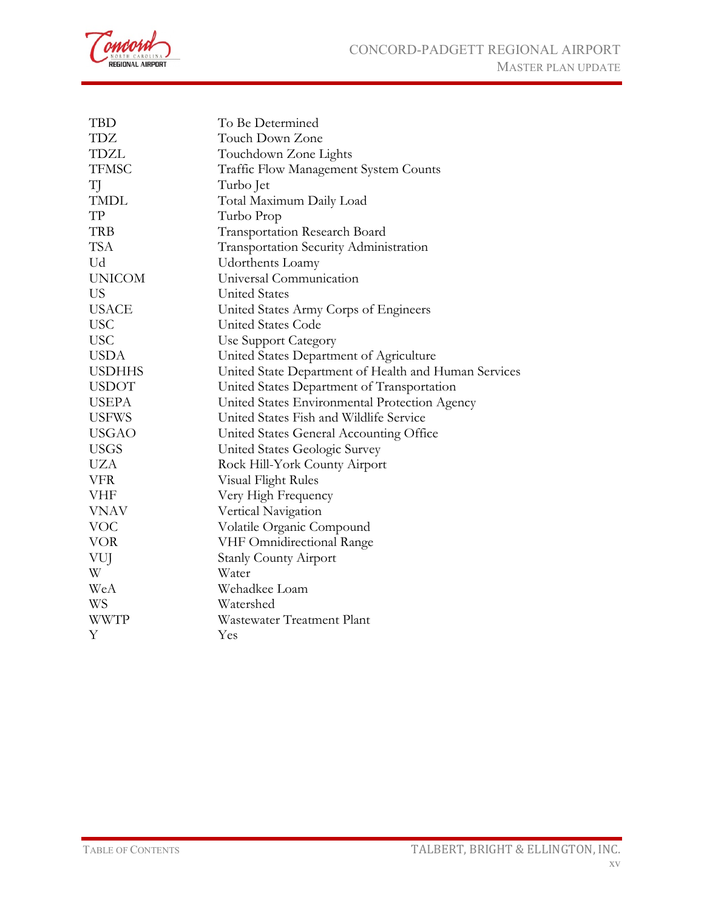| | |
|---|---|
| TBD | To Be Determined |
| TDZ | Touch Down Zone |
| TDZL | Touchdown Zone Lights |
| TFMSC | Traffic Flow Management System Counts |
| TJ | Turbo Jet |
| TMDL | Total Maximum Daily Load |
| TP | Turbo Prop |
| TRB | Transportation Research Board |
| TSA | Transportation Security Administration |
| Ud | Udorthents Loamy |
| UNICOM | Universal Communication |
| US | United States |
| USACE | United States Army Corps of Engineers |
| USC | United States Code |
| USC | Use Support Category |
| USDA | United States Department of Agriculture |
| USDHHS | United State Department of Health and Human Services |
| USDOT | United States Department of Transportation |
| USEPA | United States Environmental Protection Agency |
| USFWS | United States Fish and Wildlife Service |
| USGAO | United States General Accounting Office |
| USGS | United States Geologic Survey |
| UZA | Rock Hill-York County Airport |
| VFR | Visual Flight Rules |
| VHF | Very High Frequency |
| VNAV | Vertical Navigation |
| VOC | Volatile Organic Compound |
| VOR | VHF Omnidirectional Range |
| VUJ | Stanly County Airport |
| W | Water |
| WeA | Wehadkee Loam |
| WS | Watershed |
| WWTP | Wastewater Treatment Plant |
| Y | Yes |